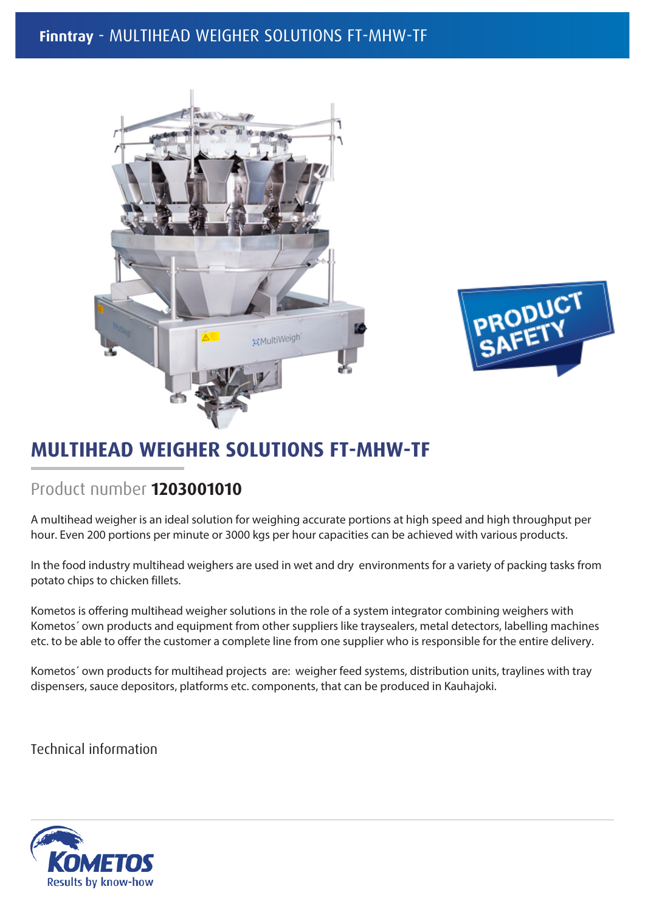**Finntray** - MULTIHEAD WEIGHER SOLUTIONS FT-MHW-TF

# MULTIHEAD WEIGHER SOLUTIONS FT-MHW-TF

Product number **1203001010**

A multihead weigher is an ideal solution for weighing accurate portions at high speed and high throughput per hour. Even 200 portions per minute or 3000 kgs per hour capacities can be achieved with various products.

In the food industry multihead weighers are used in wet and dry environments for a variety of packing tasks from potato chips to chicken fillets.

Kometos is offering multihead weigher solutions in the role of a system integrator combining weighers with Kometos´ own products and equipment from other suppliers like traysealers, metal detectors, labelling machines etc. to be able to offer the customer a complete line from one supplier who is responsible for the entire delivery.

Kometos´ own products for multihead projects are: weigher feed systems, distribution units, traylines with tray dispensers, sauce depositors, platforms etc. components, that can be produced in Kauhajoki.

Technical information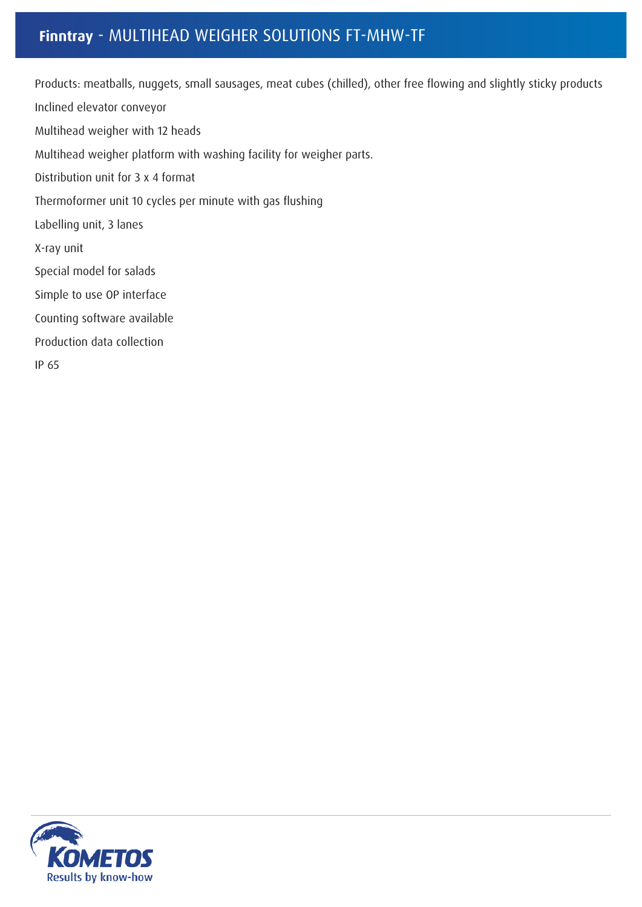# Finntray - MULTIHEAD WEIGHER SOLUTIONS FT-MHW-TF

Products: meatballs, nuggets, small sausages, meat cubes (chilled), other free flowing and slightly sticky products

Inclined elevator conveyor

Multihead weigher with 12 heads

Multihead weigher platform with washing facility for weigher parts.

Distribution unit for 3 x 4 format

Thermoformer unit 10 cycles per minute with gas flushing

Labelling unit, 3 lanes

X-ray unit

Special model for salads

Simple to use OP interface

Counting software available

Production data collection

IP 65

KOMETOS

Results by know-how